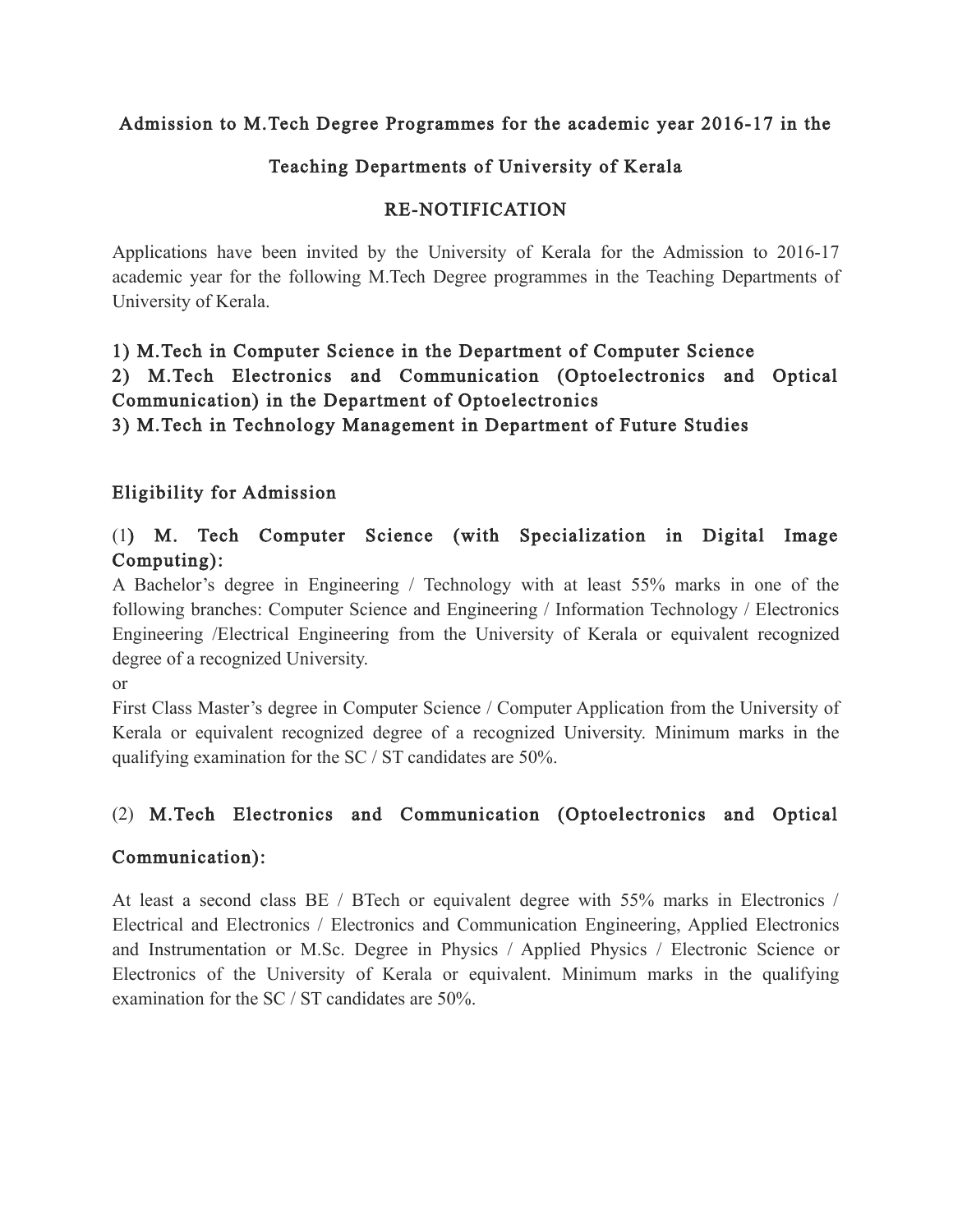# Admission to M.Tech Degree Programmes for the academic year 2016-17 in the Teaching Departments of University of Kerala

## RE-NOTIFICATION

Applications have been invited by the University of Kerala for the Admission to 2016-17 academic year for the following M.Tech Degree programmes in the Teaching Departments of University of Kerala.

**1) M.Tech in Computer Science in the Department of Computer Science**
**2) M.Tech Electronics and Communication (Optoelectronics and Optical Communication) in the Department of Optoelectronics**
**3) M.Tech in Technology Management in Department of Future Studies**

## Eligibility for Admission

### (1) M. Tech Computer Science (with Specialization in Digital Image Computing):

A Bachelor's degree in Engineering / Technology with at least 55% marks in one of the following branches: Computer Science and Engineering / Information Technology / Electronics Engineering /Electrical Engineering from the University of Kerala or equivalent recognized degree of a recognized University.

or

First Class Master's degree in Computer Science / Computer Application from the University of Kerala or equivalent recognized degree of a recognized University. Minimum marks in the qualifying examination for the SC / ST candidates are 50%.

### (2) M.Tech Electronics and Communication (Optoelectronics and Optical Communication):

At least a second class BE / BTech or equivalent degree with 55% marks in Electronics / Electrical and Electronics / Electronics and Communication Engineering, Applied Electronics and Instrumentation or M.Sc. Degree in Physics / Applied Physics / Electronic Science or Electronics of the University of Kerala or equivalent. Minimum marks in the qualifying examination for the SC / ST candidates are 50%.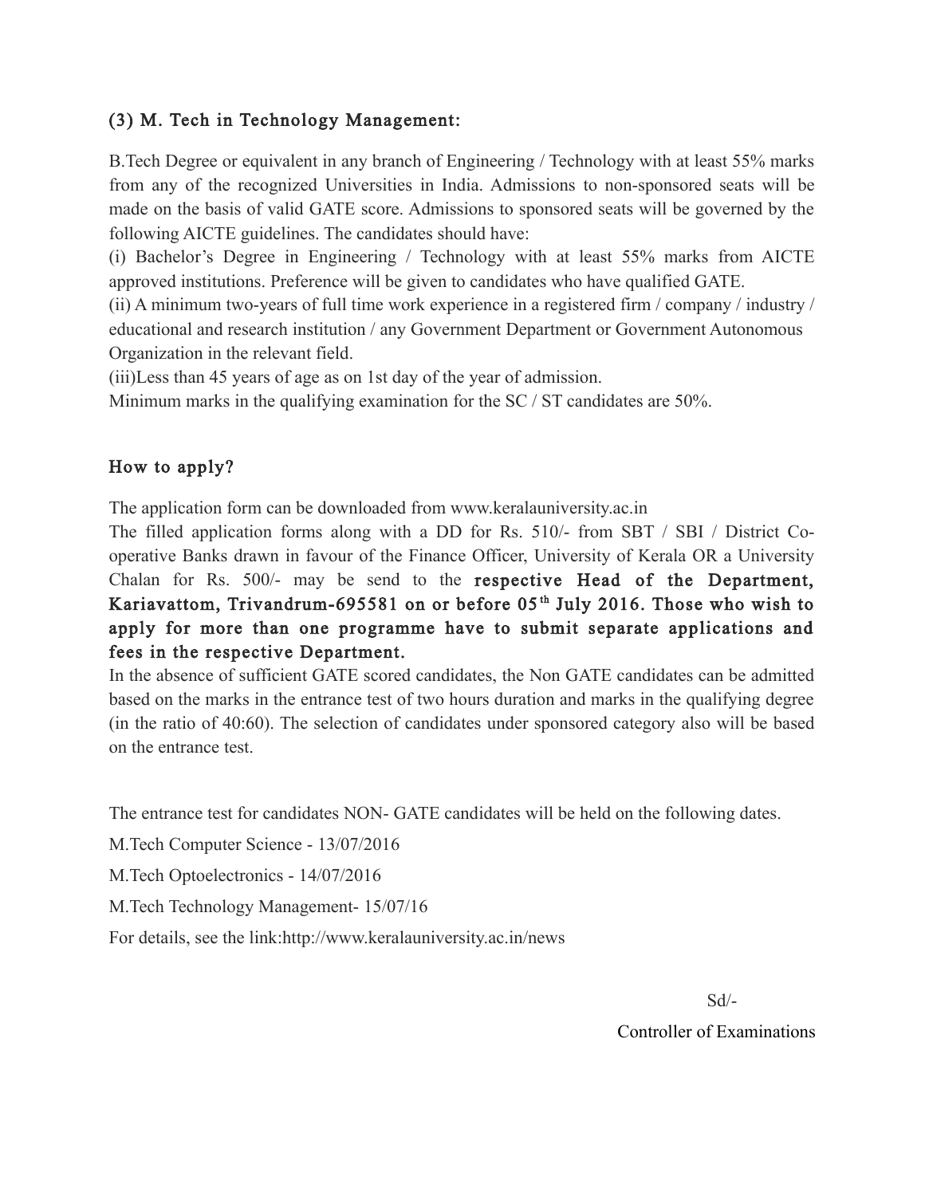### (3) M. Tech in Technology Management:

B.Tech Degree or equivalent in any branch of Engineering / Technology with at least 55% marks from any of the recognized Universities in India. Admissions to non-sponsored seats will be made on the basis of valid GATE score. Admissions to sponsored seats will be governed by the following AICTE guidelines. The candidates should have:

(i) Bachelor's Degree in Engineering / Technology with at least 55% marks from AICTE approved institutions. Preference will be given to candidates who have qualified GATE.

(ii) A minimum two-years of full time work experience in a registered firm / company / industry / educational and research institution / any Government Department or Government Autonomous Organization in the relevant field.

(iii)Less than 45 years of age as on 1st day of the year of admission.

Minimum marks in the qualifying examination for the SC / ST candidates are 50%.

### How to apply?

The application form can be downloaded from www.keralauniversity.ac.in

The filled application forms along with a DD for Rs. 510/- from SBT / SBI / District Co-operative Banks drawn in favour of the Finance Officer, University of Kerala OR a University Chalan for Rs. 500/- may be send to the **respective Head of the Department, Kariavattom, Trivandrum-695581 on or before 05th July 2016. Those who wish to apply for more than one programme have to submit separate applications and fees in the respective Department.**

In the absence of sufficient GATE scored candidates, the Non GATE candidates can be admitted based on the marks in the entrance test of two hours duration and marks in the qualifying degree (in the ratio of 40:60). The selection of candidates under sponsored category also will be based on the entrance test.

The entrance test for candidates NON- GATE candidates will be held on the following dates.

M.Tech Computer Science - 13/07/2016

M.Tech Optoelectronics - 14/07/2016

M.Tech Technology Management- 15/07/16

For details, see the link:http://www.keralauniversity.ac.in/news

Sd/-

Controller of Examinations